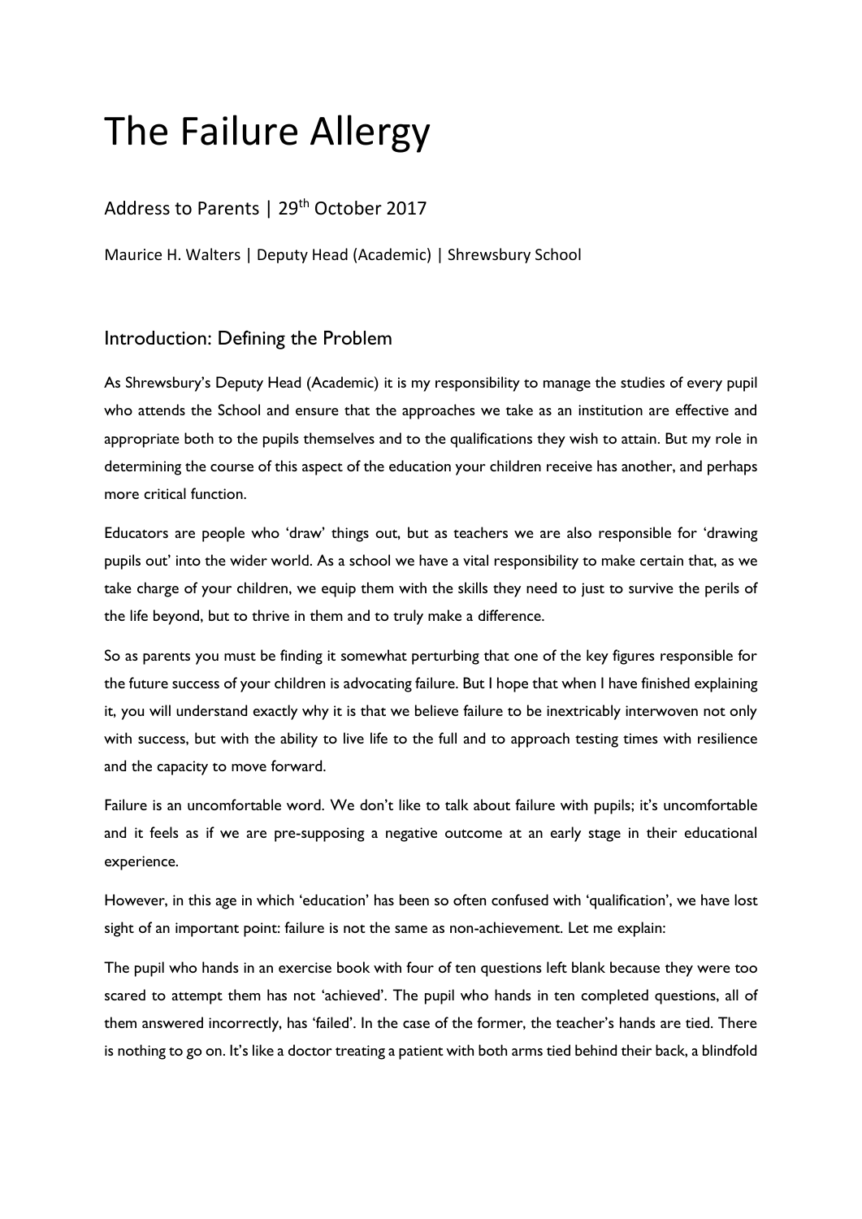# The Failure Allergy

## Address to Parents | 29th October 2017

Maurice H. Walters | Deputy Head (Academic) | Shrewsbury School

## Introduction: Defining the Problem

As Shrewsbury's Deputy Head (Academic) it is my responsibility to manage the studies of every pupil who attends the School and ensure that the approaches we take as an institution are effective and appropriate both to the pupils themselves and to the qualifications they wish to attain. But my role in determining the course of this aspect of the education your children receive has another, and perhaps more critical function.

Educators are people who 'draw' things out, but as teachers we are also responsible for 'drawing pupils out' into the wider world. As a school we have a vital responsibility to make certain that, as we take charge of your children, we equip them with the skills they need to just to survive the perils of the life beyond, but to thrive in them and to truly make a difference.

So as parents you must be finding it somewhat perturbing that one of the key figures responsible for the future success of your children is advocating failure. But I hope that when I have finished explaining it, you will understand exactly why it is that we believe failure to be inextricably interwoven not only with success, but with the ability to live life to the full and to approach testing times with resilience and the capacity to move forward.

Failure is an uncomfortable word. We don't like to talk about failure with pupils; it's uncomfortable and it feels as if we are pre-supposing a negative outcome at an early stage in their educational experience.

However, in this age in which 'education' has been so often confused with 'qualification', we have lost sight of an important point: failure is not the same as non-achievement. Let me explain:

The pupil who hands in an exercise book with four of ten questions left blank because they were too scared to attempt them has not 'achieved'. The pupil who hands in ten completed questions, all of them answered incorrectly, has 'failed'. In the case of the former, the teacher's hands are tied. There is nothing to go on. It's like a doctor treating a patient with both arms tied behind their back, a blindfold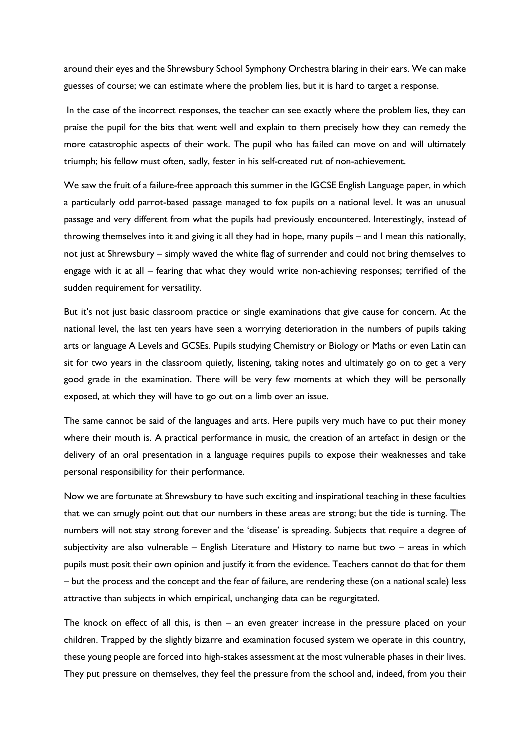around their eyes and the Shrewsbury School Symphony Orchestra blaring in their ears. We can make guesses of course; we can estimate where the problem lies, but it is hard to target a response.

In the case of the incorrect responses, the teacher can see exactly where the problem lies, they can praise the pupil for the bits that went well and explain to them precisely how they can remedy the more catastrophic aspects of their work. The pupil who has failed can move on and will ultimately triumph; his fellow must often, sadly, fester in his self-created rut of non-achievement.

We saw the fruit of a failure-free approach this summer in the IGCSE English Language paper, in which a particularly odd parrot-based passage managed to fox pupils on a national level. It was an unusual passage and very different from what the pupils had previously encountered. Interestingly, instead of throwing themselves into it and giving it all they had in hope, many pupils – and I mean this nationally, not just at Shrewsbury – simply waved the white flag of surrender and could not bring themselves to engage with it at all – fearing that what they would write non-achieving responses; terrified of the sudden requirement for versatility.

But it's not just basic classroom practice or single examinations that give cause for concern. At the national level, the last ten years have seen a worrying deterioration in the numbers of pupils taking arts or language A Levels and GCSEs. Pupils studying Chemistry or Biology or Maths or even Latin can sit for two years in the classroom quietly, listening, taking notes and ultimately go on to get a very good grade in the examination. There will be very few moments at which they will be personally exposed, at which they will have to go out on a limb over an issue.

The same cannot be said of the languages and arts. Here pupils very much have to put their money where their mouth is. A practical performance in music, the creation of an artefact in design or the delivery of an oral presentation in a language requires pupils to expose their weaknesses and take personal responsibility for their performance.

Now we are fortunate at Shrewsbury to have such exciting and inspirational teaching in these faculties that we can smugly point out that our numbers in these areas are strong; but the tide is turning. The numbers will not stay strong forever and the 'disease' is spreading. Subjects that require a degree of subjectivity are also vulnerable – English Literature and History to name but two – areas in which pupils must posit their own opinion and justify it from the evidence. Teachers cannot do that for them – but the process and the concept and the fear of failure, are rendering these (on a national scale) less attractive than subjects in which empirical, unchanging data can be regurgitated.

The knock on effect of all this, is then – an even greater increase in the pressure placed on your children. Trapped by the slightly bizarre and examination focused system we operate in this country, these young people are forced into high-stakes assessment at the most vulnerable phases in their lives. They put pressure on themselves, they feel the pressure from the school and, indeed, from you their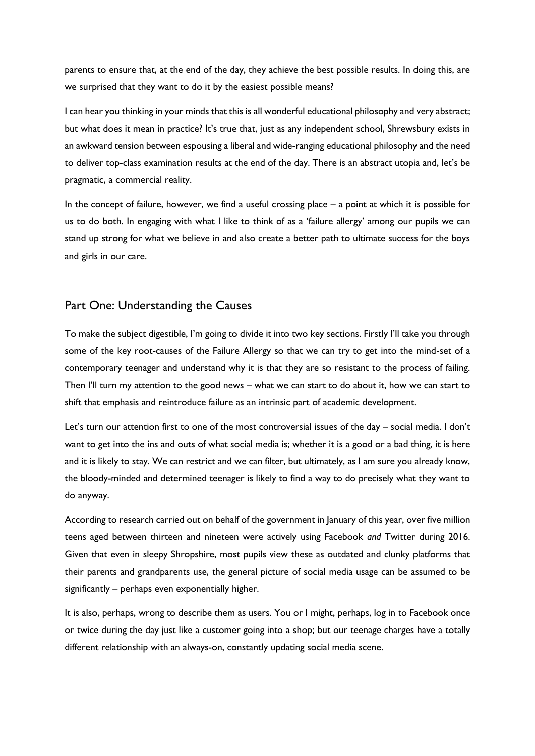parents to ensure that, at the end of the day, they achieve the best possible results. In doing this, are we surprised that they want to do it by the easiest possible means?

I can hear you thinking in your minds that this is all wonderful educational philosophy and very abstract; but what does it mean in practice? It's true that, just as any independent school, Shrewsbury exists in an awkward tension between espousing a liberal and wide-ranging educational philosophy and the need to deliver top-class examination results at the end of the day. There is an abstract utopia and, let's be pragmatic, a commercial reality.

In the concept of failure, however, we find a useful crossing place – a point at which it is possible for us to do both. In engaging with what I like to think of as a 'failure allergy' among our pupils we can stand up strong for what we believe in and also create a better path to ultimate success for the boys and girls in our care.

## Part One: Understanding the Causes

To make the subject digestible, I'm going to divide it into two key sections. Firstly I'll take you through some of the key root-causes of the Failure Allergy so that we can try to get into the mind-set of a contemporary teenager and understand why it is that they are so resistant to the process of failing. Then I'll turn my attention to the good news – what we can start to do about it, how we can start to shift that emphasis and reintroduce failure as an intrinsic part of academic development.

Let's turn our attention first to one of the most controversial issues of the day – social media. I don't want to get into the ins and outs of what social media is; whether it is a good or a bad thing, it is here and it is likely to stay. We can restrict and we can filter, but ultimately, as I am sure you already know, the bloody-minded and determined teenager is likely to find a way to do precisely what they want to do anyway.

According to research carried out on behalf of the government in January of this year, over five million teens aged between thirteen and nineteen were actively using Facebook *and* Twitter during 2016. Given that even in sleepy Shropshire, most pupils view these as outdated and clunky platforms that their parents and grandparents use, the general picture of social media usage can be assumed to be significantly – perhaps even exponentially higher.

It is also, perhaps, wrong to describe them as users. You or I might, perhaps, log in to Facebook once or twice during the day just like a customer going into a shop; but our teenage charges have a totally different relationship with an always-on, constantly updating social media scene.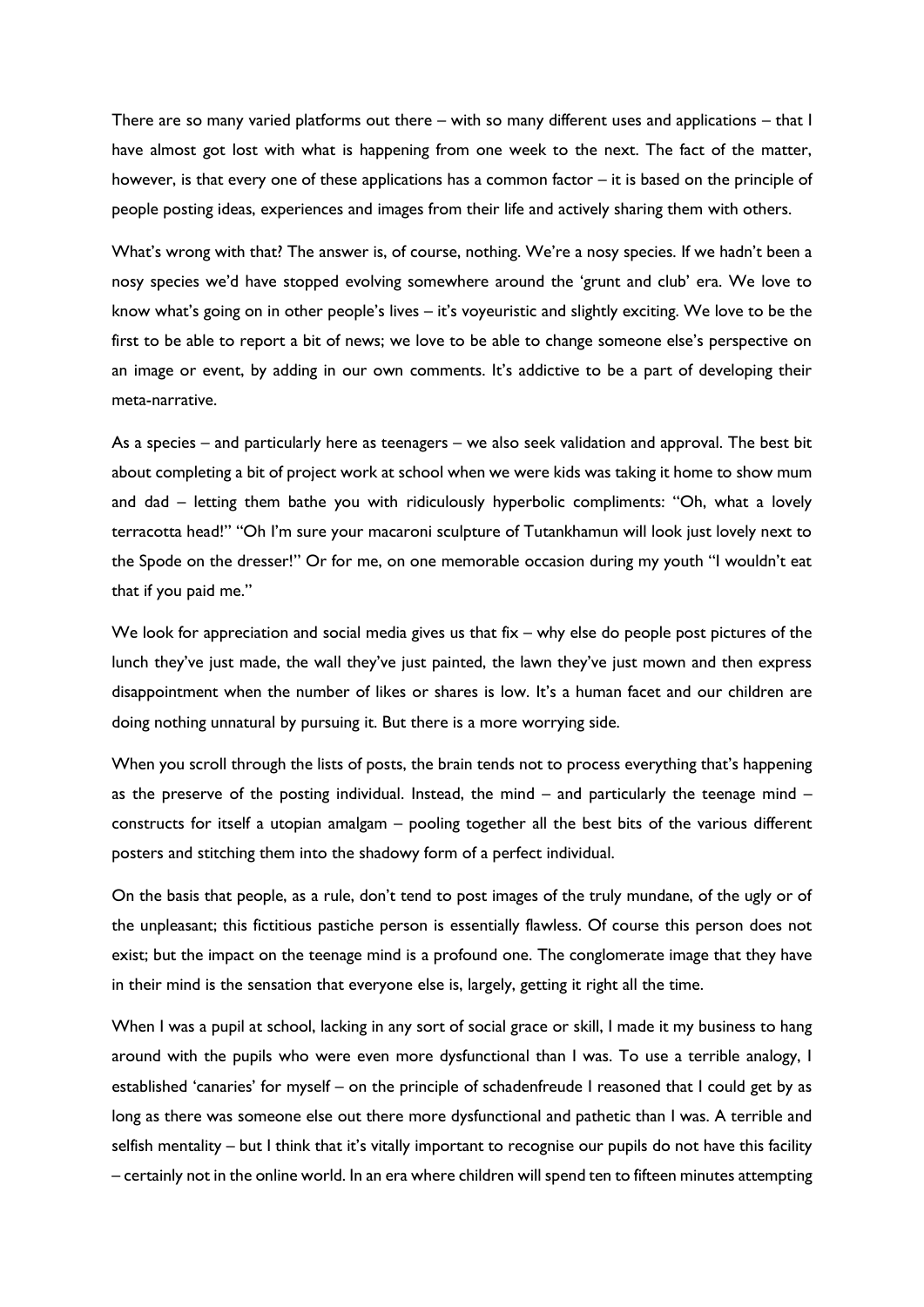There are so many varied platforms out there – with so many different uses and applications – that I have almost got lost with what is happening from one week to the next. The fact of the matter, however, is that every one of these applications has a common factor – it is based on the principle of people posting ideas, experiences and images from their life and actively sharing them with others.

What's wrong with that? The answer is, of course, nothing. We're a nosy species. If we hadn't been a nosy species we'd have stopped evolving somewhere around the 'grunt and club' era. We love to know what's going on in other people's lives – it's voyeuristic and slightly exciting. We love to be the first to be able to report a bit of news; we love to be able to change someone else's perspective on an image or event, by adding in our own comments. It's addictive to be a part of developing their meta-narrative.

As a species – and particularly here as teenagers – we also seek validation and approval. The best bit about completing a bit of project work at school when we were kids was taking it home to show mum and dad – letting them bathe you with ridiculously hyperbolic compliments: "Oh, what a lovely terracotta head!" "Oh I'm sure your macaroni sculpture of Tutankhamun will look just lovely next to the Spode on the dresser!" Or for me, on one memorable occasion during my youth "I wouldn't eat that if you paid me."

We look for appreciation and social media gives us that fix – why else do people post pictures of the lunch they've just made, the wall they've just painted, the lawn they've just mown and then express disappointment when the number of likes or shares is low. It's a human facet and our children are doing nothing unnatural by pursuing it. But there is a more worrying side.

When you scroll through the lists of posts, the brain tends not to process everything that's happening as the preserve of the posting individual. Instead, the mind – and particularly the teenage mind – constructs for itself a utopian amalgam – pooling together all the best bits of the various different posters and stitching them into the shadowy form of a perfect individual.

On the basis that people, as a rule, don't tend to post images of the truly mundane, of the ugly or of the unpleasant; this fictitious pastiche person is essentially flawless. Of course this person does not exist; but the impact on the teenage mind is a profound one. The conglomerate image that they have in their mind is the sensation that everyone else is, largely, getting it right all the time.

When I was a pupil at school, lacking in any sort of social grace or skill, I made it my business to hang around with the pupils who were even more dysfunctional than I was. To use a terrible analogy, I established 'canaries' for myself – on the principle of schadenfreude I reasoned that I could get by as long as there was someone else out there more dysfunctional and pathetic than I was. A terrible and selfish mentality – but I think that it's vitally important to recognise our pupils do not have this facility – certainly not in the online world. In an era where children will spend ten to fifteen minutes attempting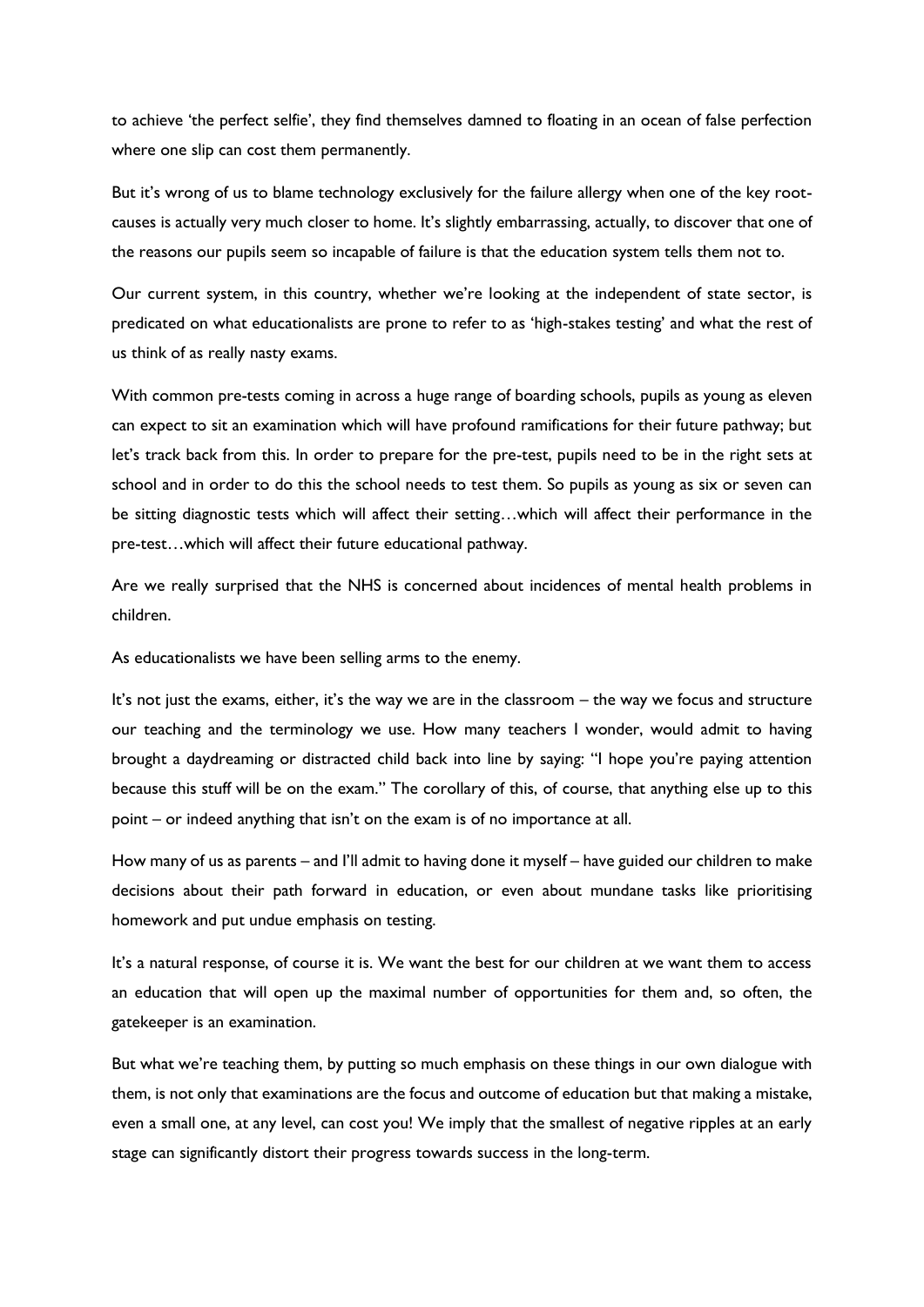to achieve 'the perfect selfie', they find themselves damned to floating in an ocean of false perfection where one slip can cost them permanently.

But it's wrong of us to blame technology exclusively for the failure allergy when one of the key root-causes is actually very much closer to home. It's slightly embarrassing, actually, to discover that one of the reasons our pupils seem so incapable of failure is that the education system tells them not to.

Our current system, in this country, whether we're looking at the independent of state sector, is predicated on what educationalists are prone to refer to as 'high-stakes testing' and what the rest of us think of as really nasty exams.

With common pre-tests coming in across a huge range of boarding schools, pupils as young as eleven can expect to sit an examination which will have profound ramifications for their future pathway; but let's track back from this. In order to prepare for the pre-test, pupils need to be in the right sets at school and in order to do this the school needs to test them. So pupils as young as six or seven can be sitting diagnostic tests which will affect their setting…which will affect their performance in the pre-test…which will affect their future educational pathway.

Are we really surprised that the NHS is concerned about incidences of mental health problems in children.

As educationalists we have been selling arms to the enemy.

It's not just the exams, either, it's the way we are in the classroom – the way we focus and structure our teaching and the terminology we use. How many teachers I wonder, would admit to having brought a daydreaming or distracted child back into line by saying: "I hope you're paying attention because this stuff will be on the exam." The corollary of this, of course, that anything else up to this point – or indeed anything that isn't on the exam is of no importance at all.

How many of us as parents – and I'll admit to having done it myself – have guided our children to make decisions about their path forward in education, or even about mundane tasks like prioritising homework and put undue emphasis on testing.

It's a natural response, of course it is. We want the best for our children at we want them to access an education that will open up the maximal number of opportunities for them and, so often, the gatekeeper is an examination.

But what we're teaching them, by putting so much emphasis on these things in our own dialogue with them, is not only that examinations are the focus and outcome of education but that making a mistake, even a small one, at any level, can cost you! We imply that the smallest of negative ripples at an early stage can significantly distort their progress towards success in the long-term.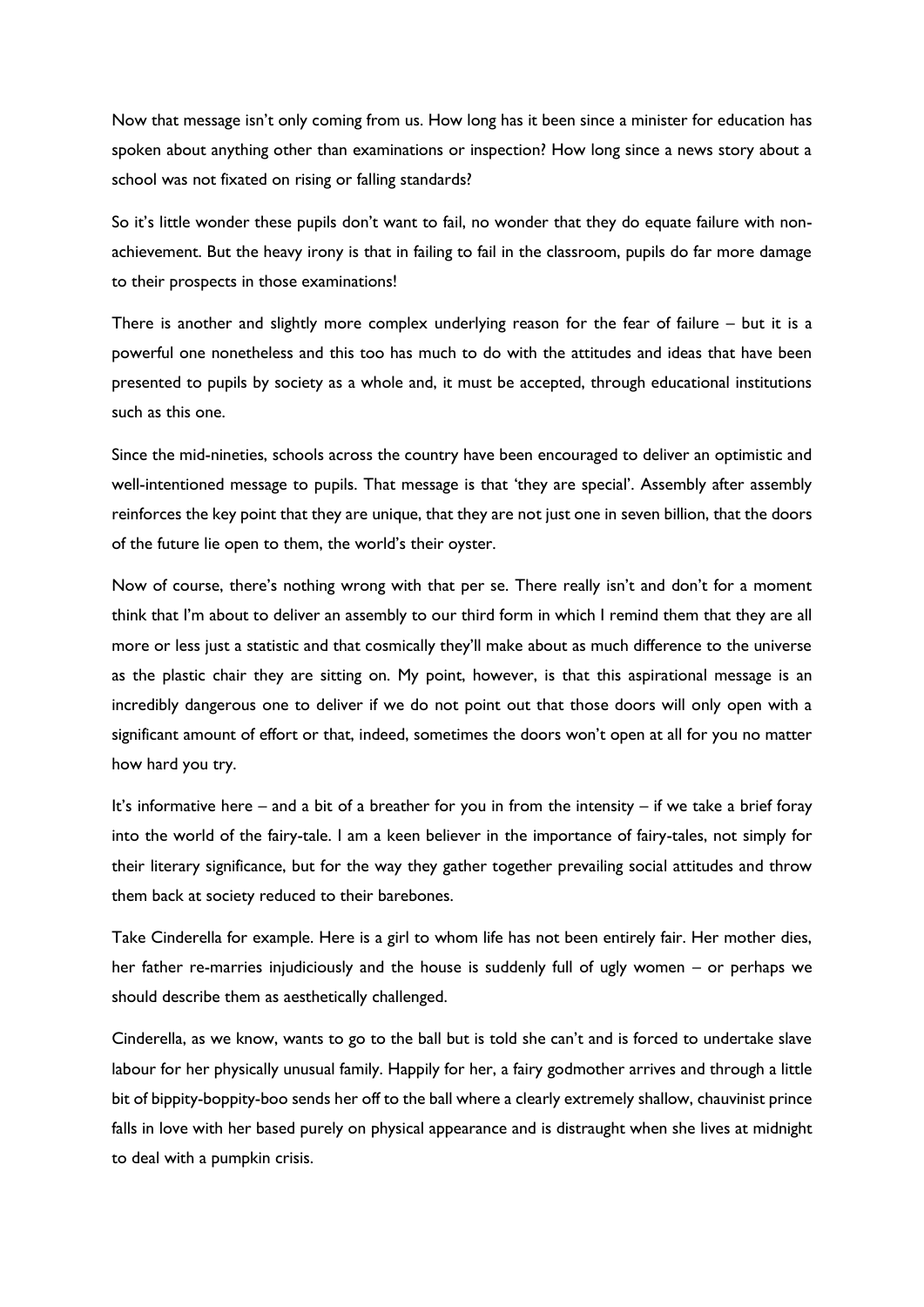Now that message isn't only coming from us. How long has it been since a minister for education has spoken about anything other than examinations or inspection? How long since a news story about a school was not fixated on rising or falling standards?

So it's little wonder these pupils don't want to fail, no wonder that they do equate failure with non-achievement. But the heavy irony is that in failing to fail in the classroom, pupils do far more damage to their prospects in those examinations!

There is another and slightly more complex underlying reason for the fear of failure – but it is a powerful one nonetheless and this too has much to do with the attitudes and ideas that have been presented to pupils by society as a whole and, it must be accepted, through educational institutions such as this one.

Since the mid-nineties, schools across the country have been encouraged to deliver an optimistic and well-intentioned message to pupils. That message is that 'they are special'. Assembly after assembly reinforces the key point that they are unique, that they are not just one in seven billion, that the doors of the future lie open to them, the world's their oyster.

Now of course, there's nothing wrong with that per se. There really isn't and don't for a moment think that I'm about to deliver an assembly to our third form in which I remind them that they are all more or less just a statistic and that cosmically they'll make about as much difference to the universe as the plastic chair they are sitting on. My point, however, is that this aspirational message is an incredibly dangerous one to deliver if we do not point out that those doors will only open with a significant amount of effort or that, indeed, sometimes the doors won't open at all for you no matter how hard you try.

It's informative here – and a bit of a breather for you in from the intensity – if we take a brief foray into the world of the fairy-tale. I am a keen believer in the importance of fairy-tales, not simply for their literary significance, but for the way they gather together prevailing social attitudes and throw them back at society reduced to their barebones.

Take Cinderella for example. Here is a girl to whom life has not been entirely fair. Her mother dies, her father re-marries injudiciously and the house is suddenly full of ugly women – or perhaps we should describe them as aesthetically challenged.

Cinderella, as we know, wants to go to the ball but is told she can't and is forced to undertake slave labour for her physically unusual family. Happily for her, a fairy godmother arrives and through a little bit of bippity-boppity-boo sends her off to the ball where a clearly extremely shallow, chauvinist prince falls in love with her based purely on physical appearance and is distraught when she lives at midnight to deal with a pumpkin crisis.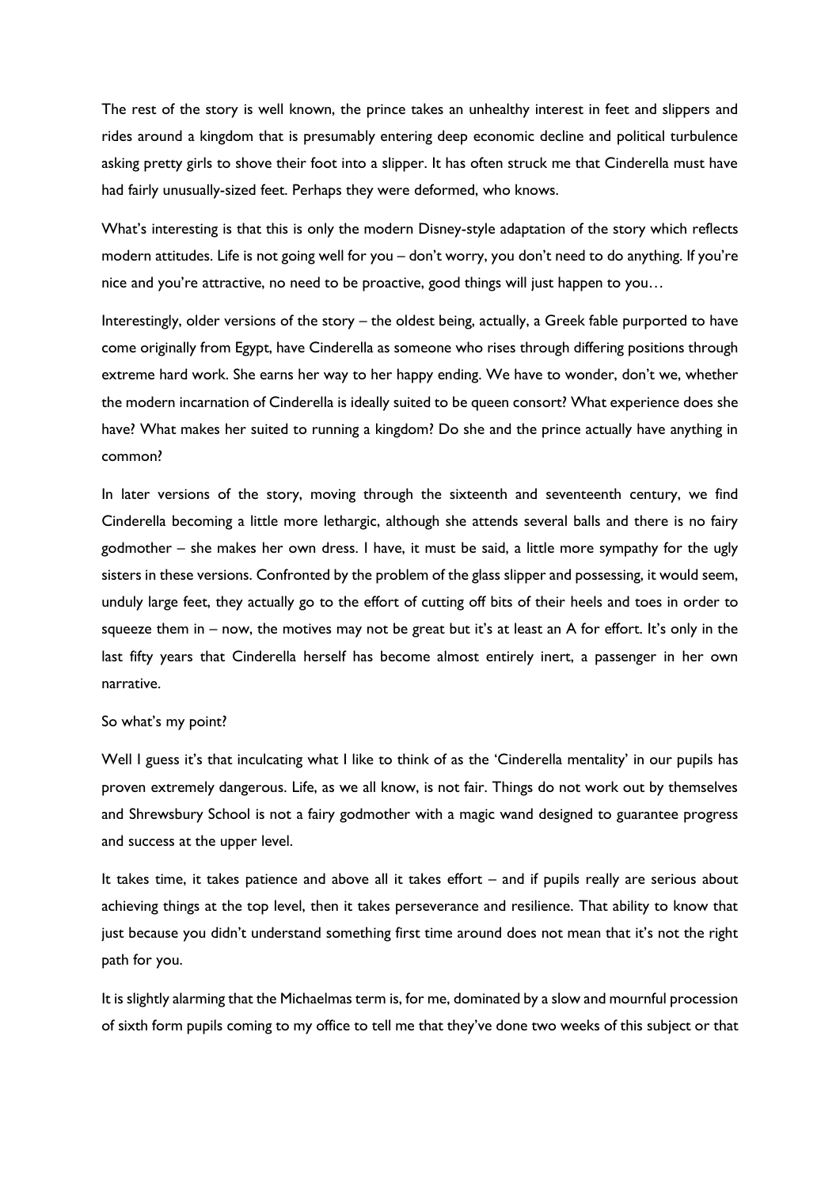The rest of the story is well known, the prince takes an unhealthy interest in feet and slippers and rides around a kingdom that is presumably entering deep economic decline and political turbulence asking pretty girls to shove their foot into a slipper. It has often struck me that Cinderella must have had fairly unusually-sized feet. Perhaps they were deformed, who knows.

What's interesting is that this is only the modern Disney-style adaptation of the story which reflects modern attitudes. Life is not going well for you – don't worry, you don't need to do anything. If you're nice and you're attractive, no need to be proactive, good things will just happen to you…

Interestingly, older versions of the story – the oldest being, actually, a Greek fable purported to have come originally from Egypt, have Cinderella as someone who rises through differing positions through extreme hard work. She earns her way to her happy ending. We have to wonder, don't we, whether the modern incarnation of Cinderella is ideally suited to be queen consort? What experience does she have? What makes her suited to running a kingdom? Do she and the prince actually have anything in common?

In later versions of the story, moving through the sixteenth and seventeenth century, we find Cinderella becoming a little more lethargic, although she attends several balls and there is no fairy godmother – she makes her own dress. I have, it must be said, a little more sympathy for the ugly sisters in these versions. Confronted by the problem of the glass slipper and possessing, it would seem, unduly large feet, they actually go to the effort of cutting off bits of their heels and toes in order to squeeze them in – now, the motives may not be great but it's at least an A for effort. It's only in the last fifty years that Cinderella herself has become almost entirely inert, a passenger in her own narrative.

So what's my point?

Well I guess it's that inculcating what I like to think of as the 'Cinderella mentality' in our pupils has proven extremely dangerous. Life, as we all know, is not fair. Things do not work out by themselves and Shrewsbury School is not a fairy godmother with a magic wand designed to guarantee progress and success at the upper level.

It takes time, it takes patience and above all it takes effort – and if pupils really are serious about achieving things at the top level, then it takes perseverance and resilience. That ability to know that just because you didn't understand something first time around does not mean that it's not the right path for you.

It is slightly alarming that the Michaelmas term is, for me, dominated by a slow and mournful procession of sixth form pupils coming to my office to tell me that they've done two weeks of this subject or that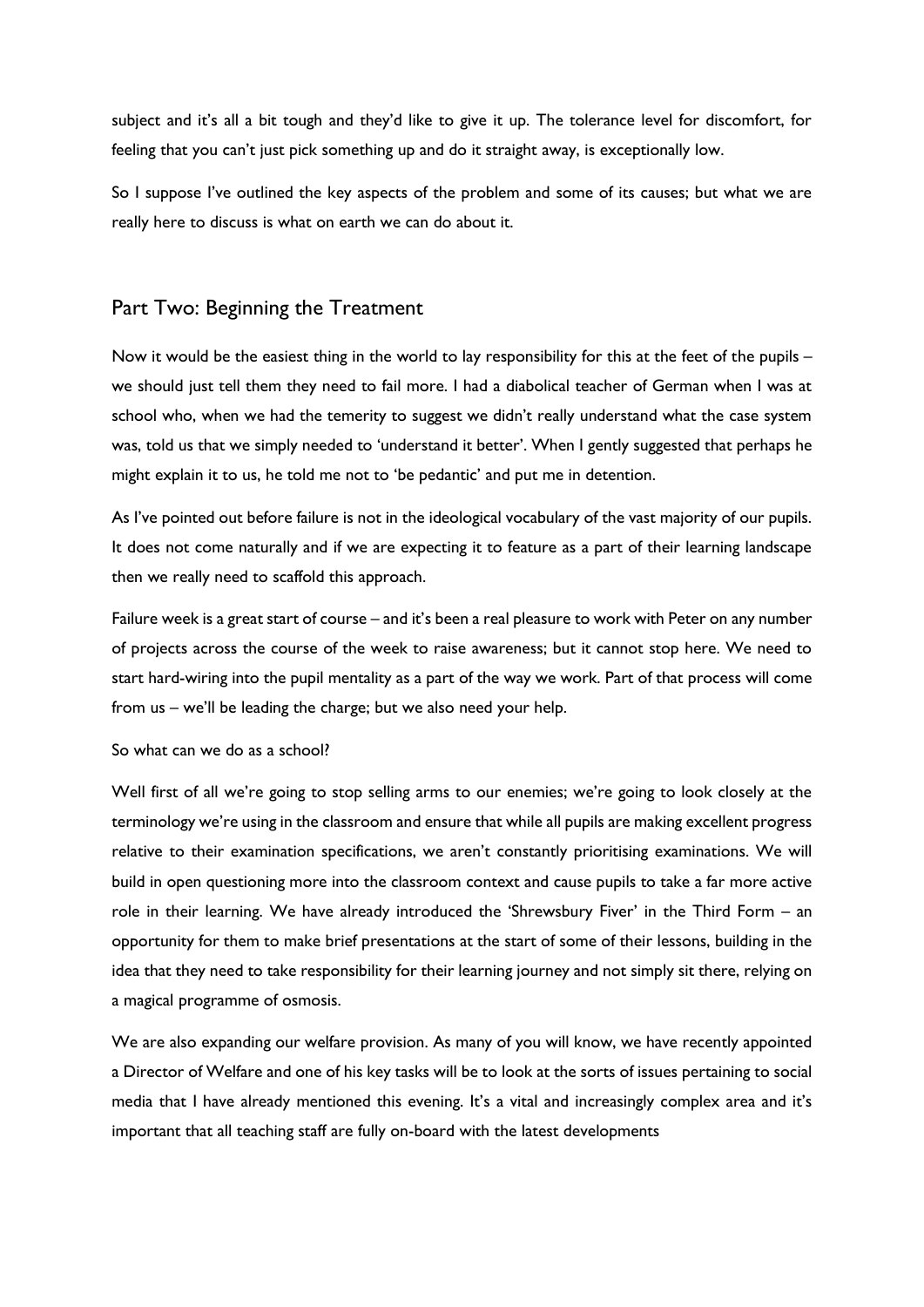subject and it's all a bit tough and they'd like to give it up. The tolerance level for discomfort, for feeling that you can't just pick something up and do it straight away, is exceptionally low.

So I suppose I've outlined the key aspects of the problem and some of its causes; but what we are really here to discuss is what on earth we can do about it.

## Part Two: Beginning the Treatment

Now it would be the easiest thing in the world to lay responsibility for this at the feet of the pupils – we should just tell them they need to fail more. I had a diabolical teacher of German when I was at school who, when we had the temerity to suggest we didn't really understand what the case system was, told us that we simply needed to 'understand it better'. When I gently suggested that perhaps he might explain it to us, he told me not to 'be pedantic' and put me in detention.

As I've pointed out before failure is not in the ideological vocabulary of the vast majority of our pupils. It does not come naturally and if we are expecting it to feature as a part of their learning landscape then we really need to scaffold this approach.

Failure week is a great start of course – and it's been a real pleasure to work with Peter on any number of projects across the course of the week to raise awareness; but it cannot stop here. We need to start hard-wiring into the pupil mentality as a part of the way we work. Part of that process will come from us – we'll be leading the charge; but we also need your help.

So what can we do as a school?

Well first of all we're going to stop selling arms to our enemies; we're going to look closely at the terminology we're using in the classroom and ensure that while all pupils are making excellent progress relative to their examination specifications, we aren't constantly prioritising examinations. We will build in open questioning more into the classroom context and cause pupils to take a far more active role in their learning. We have already introduced the 'Shrewsbury Fiver' in the Third Form – an opportunity for them to make brief presentations at the start of some of their lessons, building in the idea that they need to take responsibility for their learning journey and not simply sit there, relying on a magical programme of osmosis.

We are also expanding our welfare provision. As many of you will know, we have recently appointed a Director of Welfare and one of his key tasks will be to look at the sorts of issues pertaining to social media that I have already mentioned this evening. It's a vital and increasingly complex area and it's important that all teaching staff are fully on-board with the latest developments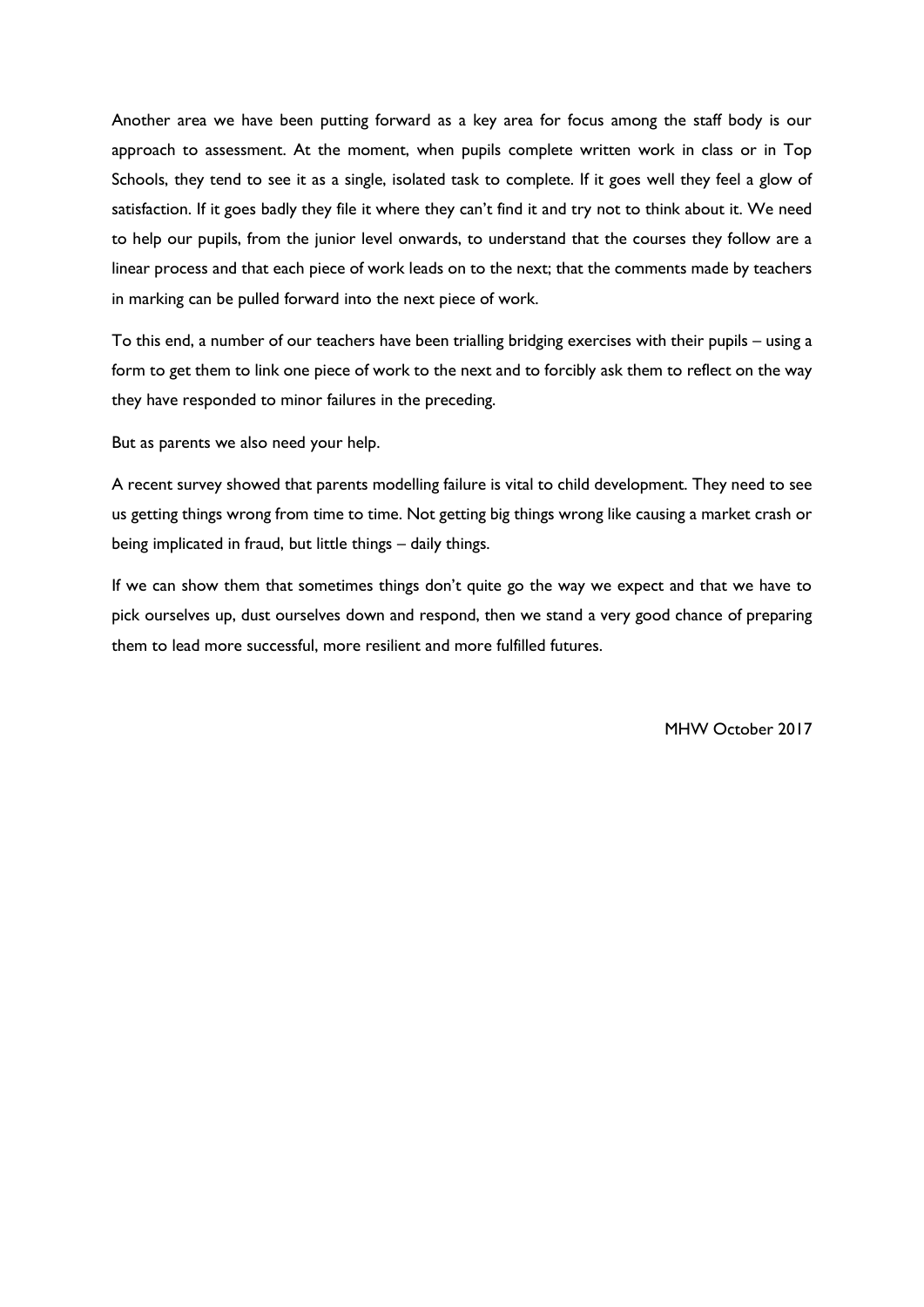Another area we have been putting forward as a key area for focus among the staff body is our approach to assessment. At the moment, when pupils complete written work in class or in Top Schools, they tend to see it as a single, isolated task to complete. If it goes well they feel a glow of satisfaction. If it goes badly they file it where they can't find it and try not to think about it. We need to help our pupils, from the junior level onwards, to understand that the courses they follow are a linear process and that each piece of work leads on to the next; that the comments made by teachers in marking can be pulled forward into the next piece of work.

To this end, a number of our teachers have been trialling bridging exercises with their pupils – using a form to get them to link one piece of work to the next and to forcibly ask them to reflect on the way they have responded to minor failures in the preceding.

But as parents we also need your help.

A recent survey showed that parents modelling failure is vital to child development. They need to see us getting things wrong from time to time. Not getting big things wrong like causing a market crash or being implicated in fraud, but little things – daily things.

If we can show them that sometimes things don't quite go the way we expect and that we have to pick ourselves up, dust ourselves down and respond, then we stand a very good chance of preparing them to lead more successful, more resilient and more fulfilled futures.

MHW October 2017